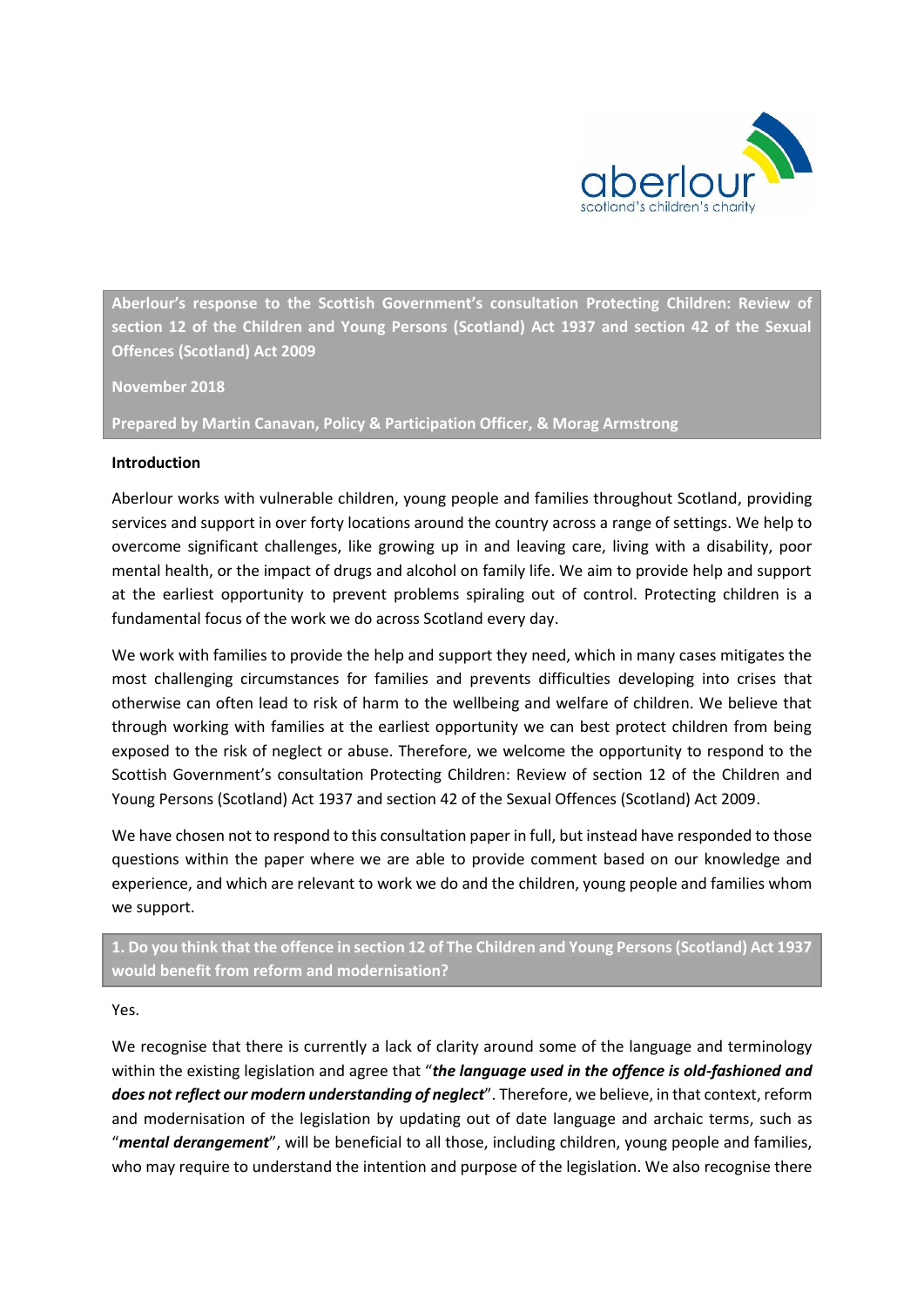aberlour
scotland's children's charity

**Aberlour's response to the Scottish Government's consultation Protecting Children: Review of section 12 of the Children and Young Persons (Scotland) Act 1937 and section 42 of the Sexual Offences (Scotland) Act 2009**

**November 2018**

**Prepared by Martin Canavan, Policy & Participation Officer, & Morag Armstrong**

## Introduction

Aberlour works with vulnerable children, young people and families throughout Scotland, providing services and support in over forty locations around the country across a range of settings. We help to overcome significant challenges, like growing up in and leaving care, living with a disability, poor mental health, or the impact of drugs and alcohol on family life. We aim to provide help and support at the earliest opportunity to prevent problems spiraling out of control. Protecting children is a fundamental focus of the work we do across Scotland every day.

We work with families to provide the help and support they need, which in many cases mitigates the most challenging circumstances for families and prevents difficulties developing into crises that otherwise can often lead to risk of harm to the wellbeing and welfare of children. We believe that through working with families at the earliest opportunity we can best protect children from being exposed to the risk of neglect or abuse. Therefore, we welcome the opportunity to respond to the Scottish Government's consultation Protecting Children: Review of section 12 of the Children and Young Persons (Scotland) Act 1937 and section 42 of the Sexual Offences (Scotland) Act 2009.

We have chosen not to respond to this consultation paper in full, but instead have responded to those questions within the paper where we are able to provide comment based on our knowledge and experience, and which are relevant to work we do and the children, young people and families whom we support.

### 1. Do you think that the offence in section 12 of The Children and Young Persons (Scotland) Act 1937 would benefit from reform and modernisation?

Yes.

We recognise that there is currently a lack of clarity around some of the language and terminology within the existing legislation and agree that "***the language used in the offence is old-fashioned and does not reflect our modern understanding of neglect***". Therefore, we believe, in that context, reform and modernisation of the legislation by updating out of date language and archaic terms, such as "***mental derangement***", will be beneficial to all those, including children, young people and families, who may require to understand the intention and purpose of the legislation. We also recognise there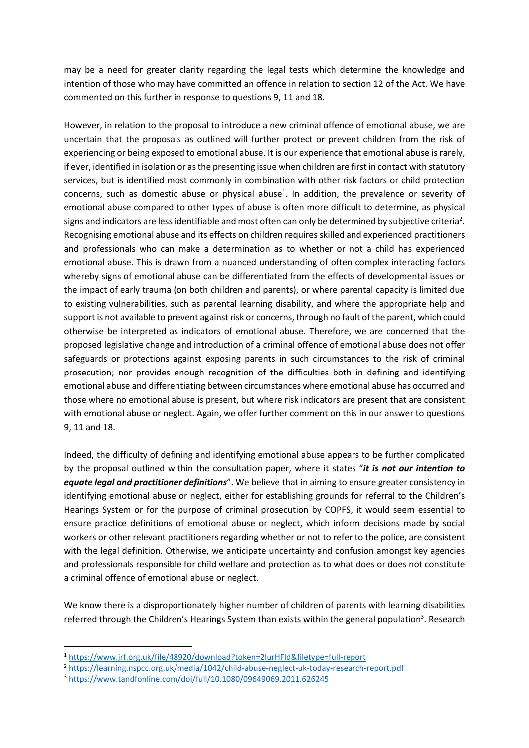may be a need for greater clarity regarding the legal tests which determine the knowledge and intention of those who may have committed an offence in relation to section 12 of the Act. We have commented on this further in response to questions 9, 11 and 18.

However, in relation to the proposal to introduce a new criminal offence of emotional abuse, we are uncertain that the proposals as outlined will further protect or prevent children from the risk of experiencing or being exposed to emotional abuse. It is our experience that emotional abuse is rarely, if ever, identified in isolation or as the presenting issue when children are first in contact with statutory services, but is identified most commonly in combination with other risk factors or child protection concerns, such as domestic abuse or physical abuse[1]. In addition, the prevalence or severity of emotional abuse compared to other types of abuse is often more difficult to determine, as physical signs and indicators are less identifiable and most often can only be determined by subjective criteria[2]. Recognising emotional abuse and its effects on children requires skilled and experienced practitioners and professionals who can make a determination as to whether or not a child has experienced emotional abuse. This is drawn from a nuanced understanding of often complex interacting factors whereby signs of emotional abuse can be differentiated from the effects of developmental issues or the impact of early trauma (on both children and parents), or where parental capacity is limited due to existing vulnerabilities, such as parental learning disability, and where the appropriate help and support is not available to prevent against risk or concerns, through no fault of the parent, which could otherwise be interpreted as indicators of emotional abuse. Therefore, we are concerned that the proposed legislative change and introduction of a criminal offence of emotional abuse does not offer safeguards or protections against exposing parents in such circumstances to the risk of criminal prosecution; nor provides enough recognition of the difficulties both in defining and identifying emotional abuse and differentiating between circumstances where emotional abuse has occurred and those where no emotional abuse is present, but where risk indicators are present that are consistent with emotional abuse or neglect. Again, we offer further comment on this in our answer to questions 9, 11 and 18.

Indeed, the difficulty of defining and identifying emotional abuse appears to be further complicated by the proposal outlined within the consultation paper, where it states "***it is not our intention to equate legal and practitioner definitions***". We believe that in aiming to ensure greater consistency in identifying emotional abuse or neglect, either for establishing grounds for referral to the Children's Hearings System or for the purpose of criminal prosecution by COPFS, it would seem essential to ensure practice definitions of emotional abuse or neglect, which inform decisions made by social workers or other relevant practitioners regarding whether or not to refer to the police, are consistent with the legal definition. Otherwise, we anticipate uncertainty and confusion amongst key agencies and professionals responsible for child welfare and protection as to what does or does not constitute a criminal offence of emotional abuse or neglect.

We know there is a disproportionately higher number of children of parents with learning disabilities referred through the Children's Hearings System than exists within the general population[3]. Research

---

[1] https://www.jrf.org.uk/file/48920/download?token=2lurHFld&filetype=full-report

[2] https://learning.nspcc.org.uk/media/1042/child-abuse-neglect-uk-today-research-report.pdf

[3] https://www.tandfonline.com/doi/full/10.1080/09649069.2011.626245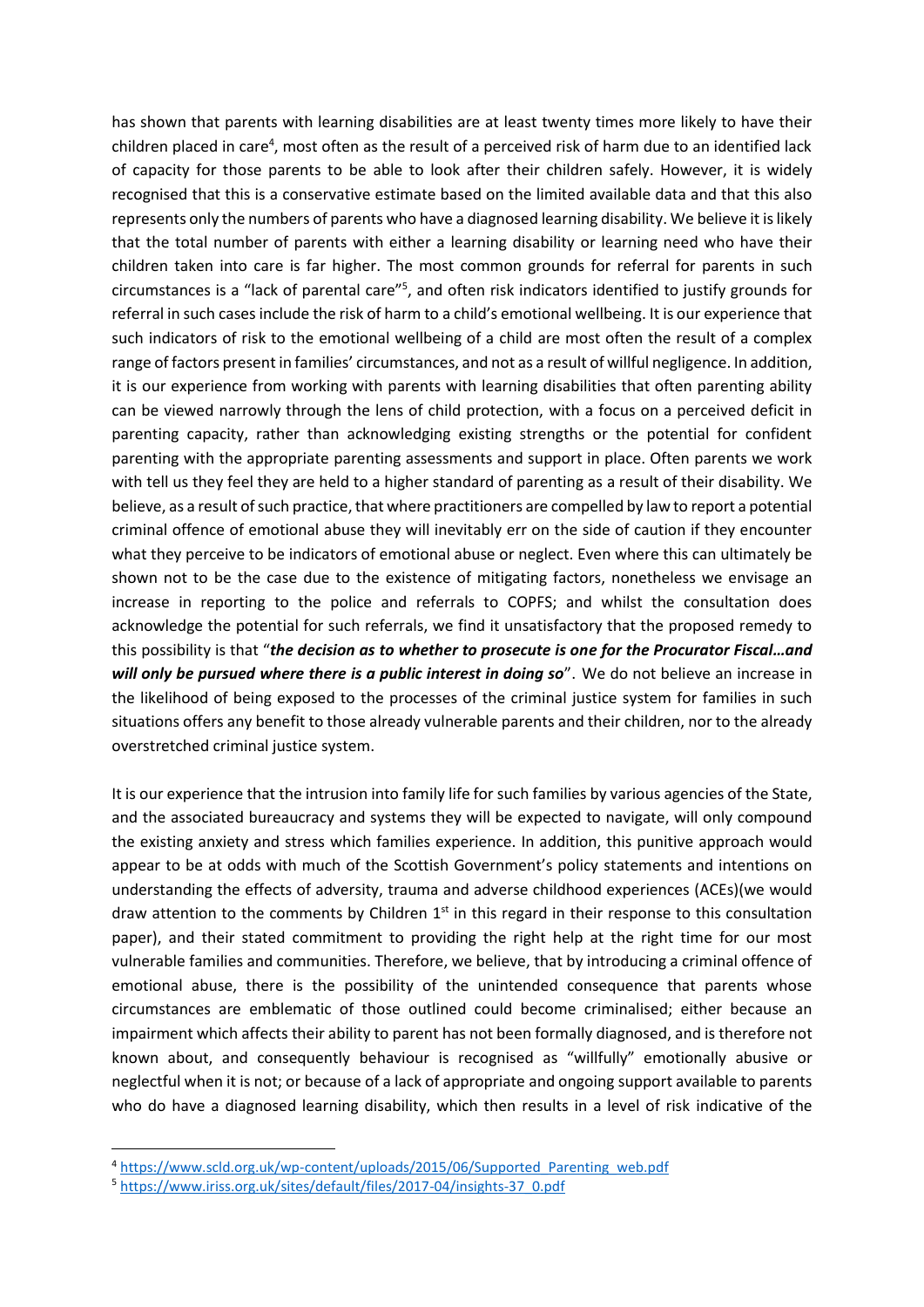has shown that parents with learning disabilities are at least twenty times more likely to have their children placed in care[4], most often as the result of a perceived risk of harm due to an identified lack of capacity for those parents to be able to look after their children safely. However, it is widely recognised that this is a conservative estimate based on the limited available data and that this also represents only the numbers of parents who have a diagnosed learning disability. We believe it is likely that the total number of parents with either a learning disability or learning need who have their children taken into care is far higher. The most common grounds for referral for parents in such circumstances is a "lack of parental care"[5], and often risk indicators identified to justify grounds for referral in such cases include the risk of harm to a child's emotional wellbeing. It is our experience that such indicators of risk to the emotional wellbeing of a child are most often the result of a complex range of factors present in families' circumstances, and not as a result of willful negligence. In addition, it is our experience from working with parents with learning disabilities that often parenting ability can be viewed narrowly through the lens of child protection, with a focus on a perceived deficit in parenting capacity, rather than acknowledging existing strengths or the potential for confident parenting with the appropriate parenting assessments and support in place. Often parents we work with tell us they feel they are held to a higher standard of parenting as a result of their disability. We believe, as a result of such practice, that where practitioners are compelled by law to report a potential criminal offence of emotional abuse they will inevitably err on the side of caution if they encounter what they perceive to be indicators of emotional abuse or neglect. Even where this can ultimately be shown not to be the case due to the existence of mitigating factors, nonetheless we envisage an increase in reporting to the police and referrals to COPFS; and whilst the consultation does acknowledge the potential for such referrals, we find it unsatisfactory that the proposed remedy to this possibility is that "***the decision as to whether to prosecute is one for the Procurator Fiscal…and will only be pursued where there is a public interest in doing so***". We do not believe an increase in the likelihood of being exposed to the processes of the criminal justice system for families in such situations offers any benefit to those already vulnerable parents and their children, nor to the already overstretched criminal justice system.

It is our experience that the intrusion into family life for such families by various agencies of the State, and the associated bureaucracy and systems they will be expected to navigate, will only compound the existing anxiety and stress which families experience. In addition, this punitive approach would appear to be at odds with much of the Scottish Government's policy statements and intentions on understanding the effects of adversity, trauma and adverse childhood experiences (ACEs)(we would draw attention to the comments by Children 1st in this regard in their response to this consultation paper), and their stated commitment to providing the right help at the right time for our most vulnerable families and communities. Therefore, we believe, that by introducing a criminal offence of emotional abuse, there is the possibility of the unintended consequence that parents whose circumstances are emblematic of those outlined could become criminalised; either because an impairment which affects their ability to parent has not been formally diagnosed, and is therefore not known about, and consequently behaviour is recognised as "willfully" emotionally abusive or neglectful when it is not; or because of a lack of appropriate and ongoing support available to parents who do have a diagnosed learning disability, which then results in a level of risk indicative of the

[4] https://www.scld.org.uk/wp-content/uploads/2015/06/Supported_Parenting_web.pdf

[5] https://www.iriss.org.uk/sites/default/files/2017-04/insights-37_0.pdf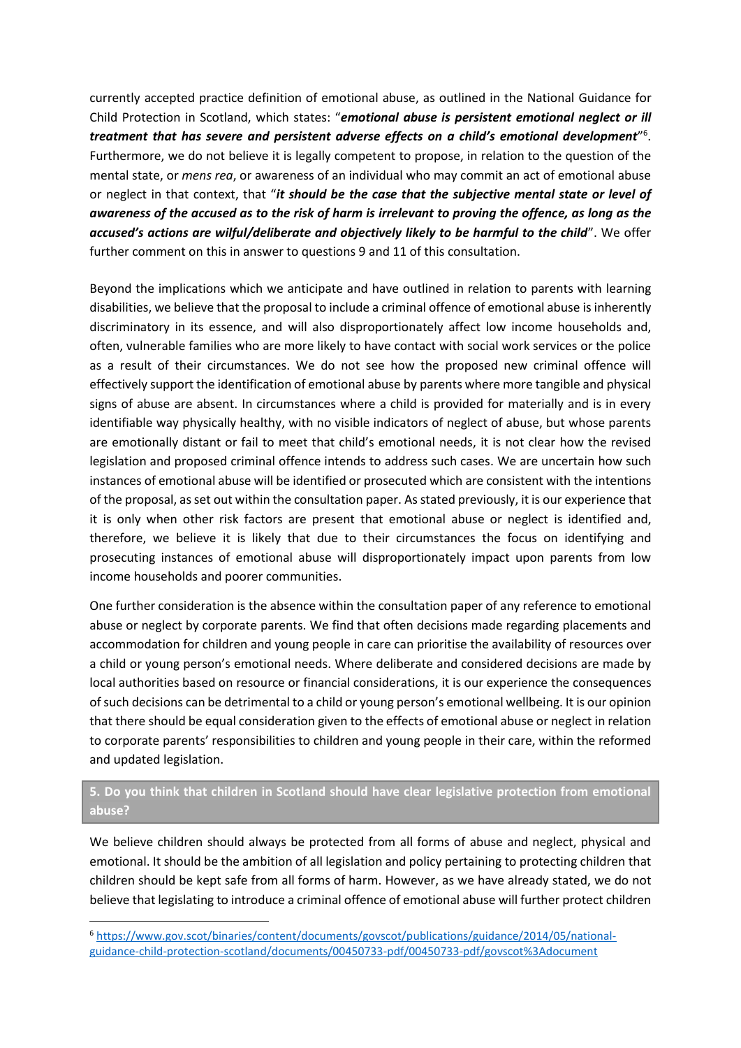currently accepted practice definition of emotional abuse, as outlined in the National Guidance for Child Protection in Scotland, which states: "***emotional abuse is persistent emotional neglect or ill treatment that has severe and persistent adverse effects on a child's emotional development***"[6]. Furthermore, we do not believe it is legally competent to propose, in relation to the question of the mental state, or *mens rea*, or awareness of an individual who may commit an act of emotional abuse or neglect in that context, that "***it should be the case that the subjective mental state or level of awareness of the accused as to the risk of harm is irrelevant to proving the offence, as long as the accused's actions are wilful/deliberate and objectively likely to be harmful to the child***". We offer further comment on this in answer to questions 9 and 11 of this consultation.

Beyond the implications which we anticipate and have outlined in relation to parents with learning disabilities, we believe that the proposal to include a criminal offence of emotional abuse is inherently discriminatory in its essence, and will also disproportionately affect low income households and, often, vulnerable families who are more likely to have contact with social work services or the police as a result of their circumstances. We do not see how the proposed new criminal offence will effectively support the identification of emotional abuse by parents where more tangible and physical signs of abuse are absent. In circumstances where a child is provided for materially and is in every identifiable way physically healthy, with no visible indicators of neglect of abuse, but whose parents are emotionally distant or fail to meet that child's emotional needs, it is not clear how the revised legislation and proposed criminal offence intends to address such cases. We are uncertain how such instances of emotional abuse will be identified or prosecuted which are consistent with the intentions of the proposal, as set out within the consultation paper. As stated previously, it is our experience that it is only when other risk factors are present that emotional abuse or neglect is identified and, therefore, we believe it is likely that due to their circumstances the focus on identifying and prosecuting instances of emotional abuse will disproportionately impact upon parents from low income households and poorer communities.

One further consideration is the absence within the consultation paper of any reference to emotional abuse or neglect by corporate parents. We find that often decisions made regarding placements and accommodation for children and young people in care can prioritise the availability of resources over a child or young person's emotional needs. Where deliberate and considered decisions are made by local authorities based on resource or financial considerations, it is our experience the consequences of such decisions can be detrimental to a child or young person's emotional wellbeing. It is our opinion that there should be equal consideration given to the effects of emotional abuse or neglect in relation to corporate parents' responsibilities to children and young people in their care, within the reformed and updated legislation.

**5. Do you think that children in Scotland should have clear legislative protection from emotional abuse?**

We believe children should always be protected from all forms of abuse and neglect, physical and emotional. It should be the ambition of all legislation and policy pertaining to protecting children that children should be kept safe from all forms of harm. However, as we have already stated, we do not believe that legislating to introduce a criminal offence of emotional abuse will further protect children

[6] https://www.gov.scot/binaries/content/documents/govscot/publications/guidance/2014/05/national-guidance-child-protection-scotland/documents/00450733-pdf/00450733-pdf/govscot%3Adocument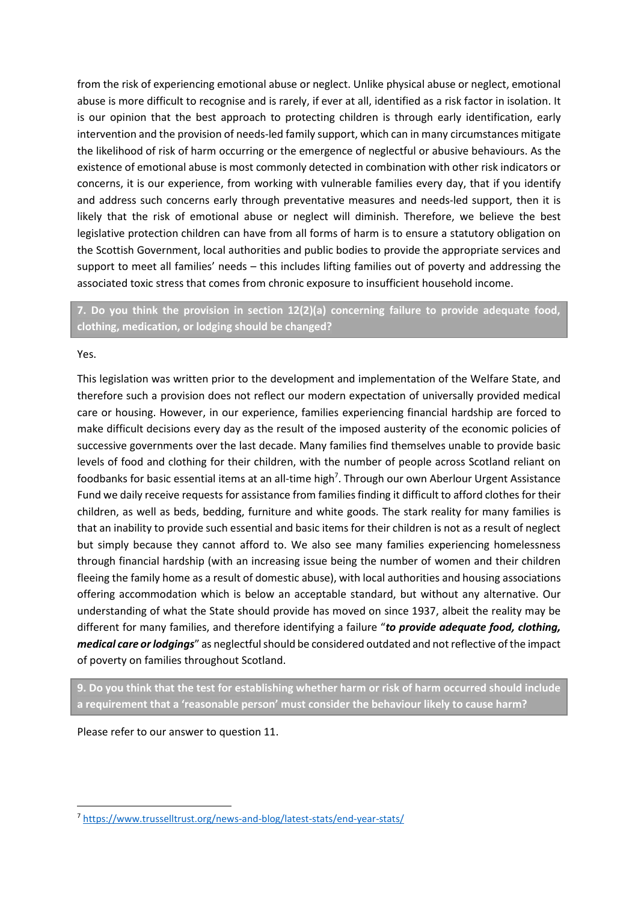from the risk of experiencing emotional abuse or neglect. Unlike physical abuse or neglect, emotional abuse is more difficult to recognise and is rarely, if ever at all, identified as a risk factor in isolation. It is our opinion that the best approach to protecting children is through early identification, early intervention and the provision of needs-led family support, which can in many circumstances mitigate the likelihood of risk of harm occurring or the emergence of neglectful or abusive behaviours. As the existence of emotional abuse is most commonly detected in combination with other risk indicators or concerns, it is our experience, from working with vulnerable families every day, that if you identify and address such concerns early through preventative measures and needs-led support, then it is likely that the risk of emotional abuse or neglect will diminish. Therefore, we believe the best legislative protection children can have from all forms of harm is to ensure a statutory obligation on the Scottish Government, local authorities and public bodies to provide the appropriate services and support to meet all families' needs – this includes lifting families out of poverty and addressing the associated toxic stress that comes from chronic exposure to insufficient household income.

**7. Do you think the provision in section 12(2)(a) concerning failure to provide adequate food, clothing, medication, or lodging should be changed?**

Yes.

This legislation was written prior to the development and implementation of the Welfare State, and therefore such a provision does not reflect our modern expectation of universally provided medical care or housing. However, in our experience, families experiencing financial hardship are forced to make difficult decisions every day as the result of the imposed austerity of the economic policies of successive governments over the last decade. Many families find themselves unable to provide basic levels of food and clothing for their children, with the number of people across Scotland reliant on foodbanks for basic essential items at an all-time high[7]. Through our own Aberlour Urgent Assistance Fund we daily receive requests for assistance from families finding it difficult to afford clothes for their children, as well as beds, bedding, furniture and white goods. The stark reality for many families is that an inability to provide such essential and basic items for their children is not as a result of neglect but simply because they cannot afford to. We also see many families experiencing homelessness through financial hardship (with an increasing issue being the number of women and their children fleeing the family home as a result of domestic abuse), with local authorities and housing associations offering accommodation which is below an acceptable standard, but without any alternative. Our understanding of what the State should provide has moved on since 1937, albeit the reality may be different for many families, and therefore identifying a failure "***to provide adequate food, clothing, medical care or lodgings***" as neglectful should be considered outdated and not reflective of the impact of poverty on families throughout Scotland.

**9. Do you think that the test for establishing whether harm or risk of harm occurred should include a requirement that a 'reasonable person' must consider the behaviour likely to cause harm?**

Please refer to our answer to question 11.

[7] https://www.trusselltrust.org/news-and-blog/latest-stats/end-year-stats/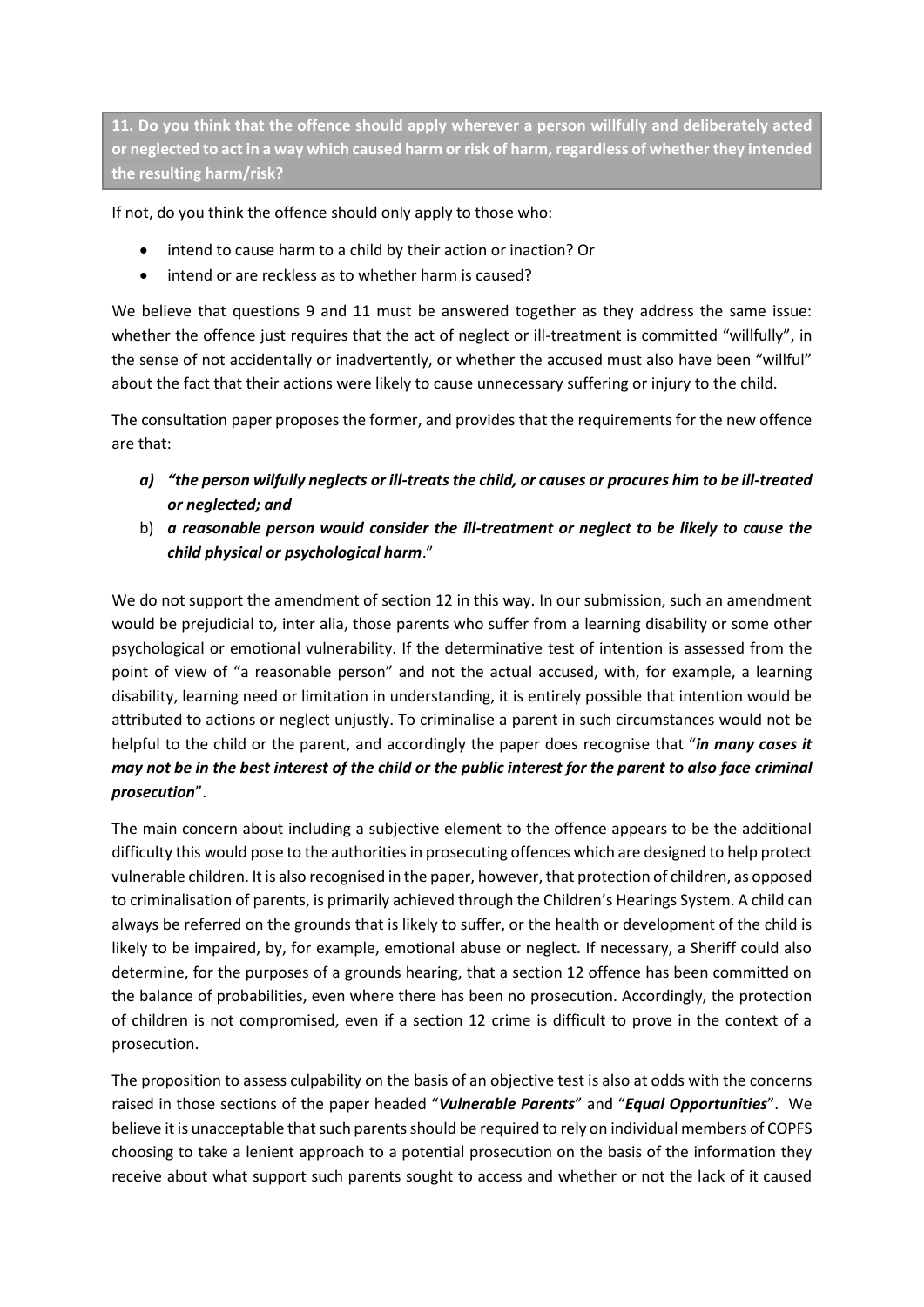**11. Do you think that the offence should apply wherever a person willfully and deliberately acted or neglected to act in a way which caused harm or risk of harm, regardless of whether they intended the resulting harm/risk?**

If not, do you think the offence should only apply to those who:

- intend to cause harm to a child by their action or inaction? Or
- intend or are reckless as to whether harm is caused?

We believe that questions 9 and 11 must be answered together as they address the same issue: whether the offence just requires that the act of neglect or ill-treatment is committed "willfully", in the sense of not accidentally or inadvertently, or whether the accused must also have been "willful" about the fact that their actions were likely to cause unnecessary suffering or injury to the child.

The consultation paper proposes the former, and provides that the requirements for the new offence are that:

a) ***"the person wilfully neglects or ill-treats the child, or causes or procures him to be ill-treated or neglected; and***
b) ***a reasonable person would consider the ill-treatment or neglect to be likely to cause the child physical or psychological harm***."

We do not support the amendment of section 12 in this way. In our submission, such an amendment would be prejudicial to, inter alia, those parents who suffer from a learning disability or some other psychological or emotional vulnerability. If the determinative test of intention is assessed from the point of view of "a reasonable person" and not the actual accused, with, for example, a learning disability, learning need or limitation in understanding, it is entirely possible that intention would be attributed to actions or neglect unjustly. To criminalise a parent in such circumstances would not be helpful to the child or the parent, and accordingly the paper does recognise that "***in many cases it may not be in the best interest of the child or the public interest for the parent to also face criminal prosecution***".

The main concern about including a subjective element to the offence appears to be the additional difficulty this would pose to the authorities in prosecuting offences which are designed to help protect vulnerable children. It is also recognised in the paper, however, that protection of children, as opposed to criminalisation of parents, is primarily achieved through the Children's Hearings System. A child can always be referred on the grounds that is likely to suffer, or the health or development of the child is likely to be impaired, by, for example, emotional abuse or neglect. If necessary, a Sheriff could also determine, for the purposes of a grounds hearing, that a section 12 offence has been committed on the balance of probabilities, even where there has been no prosecution. Accordingly, the protection of children is not compromised, even if a section 12 crime is difficult to prove in the context of a prosecution.

The proposition to assess culpability on the basis of an objective test is also at odds with the concerns raised in those sections of the paper headed "***Vulnerable Parents***" and "***Equal Opportunities***". We believe it is unacceptable that such parents should be required to rely on individual members of COPFS choosing to take a lenient approach to a potential prosecution on the basis of the information they receive about what support such parents sought to access and whether or not the lack of it caused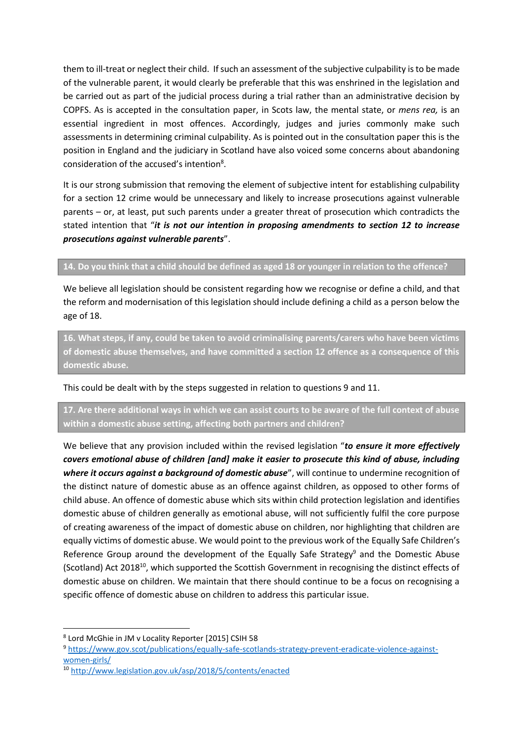them to ill-treat or neglect their child. If such an assessment of the subjective culpability is to be made of the vulnerable parent, it would clearly be preferable that this was enshrined in the legislation and be carried out as part of the judicial process during a trial rather than an administrative decision by COPFS. As is accepted in the consultation paper, in Scots law, the mental state, or *mens rea,* is an essential ingredient in most offences. Accordingly, judges and juries commonly make such assessments in determining criminal culpability. As is pointed out in the consultation paper this is the position in England and the judiciary in Scotland have also voiced some concerns about abandoning consideration of the accused's intention[8].

It is our strong submission that removing the element of subjective intent for establishing culpability for a section 12 crime would be unnecessary and likely to increase prosecutions against vulnerable parents – or, at least, put such parents under a greater threat of prosecution which contradicts the stated intention that "***it is not our intention in proposing amendments to section 12 to increase prosecutions against vulnerable parents***".

**14. Do you think that a child should be defined as aged 18 or younger in relation to the offence?**

We believe all legislation should be consistent regarding how we recognise or define a child, and that the reform and modernisation of this legislation should include defining a child as a person below the age of 18.

**16. What steps, if any, could be taken to avoid criminalising parents/carers who have been victims of domestic abuse themselves, and have committed a section 12 offence as a consequence of this domestic abuse.**

This could be dealt with by the steps suggested in relation to questions 9 and 11.

**17. Are there additional ways in which we can assist courts to be aware of the full context of abuse within a domestic abuse setting, affecting both partners and children?**

We believe that any provision included within the revised legislation "***to ensure it more effectively covers emotional abuse of children [and] make it easier to prosecute this kind of abuse, including where it occurs against a background of domestic abuse***", will continue to undermine recognition of the distinct nature of domestic abuse as an offence against children, as opposed to other forms of child abuse. An offence of domestic abuse which sits within child protection legislation and identifies domestic abuse of children generally as emotional abuse, will not sufficiently fulfil the core purpose of creating awareness of the impact of domestic abuse on children, nor highlighting that children are equally victims of domestic abuse. We would point to the previous work of the Equally Safe Children's Reference Group around the development of the Equally Safe Strategy[9] and the Domestic Abuse (Scotland) Act 2018[10], which supported the Scottish Government in recognising the distinct effects of domestic abuse on children. We maintain that there should continue to be a focus on recognising a specific offence of domestic abuse on children to address this particular issue.

---

[8] Lord McGhie in JM v Locality Reporter [2015] CSIH 58

[9] https://www.gov.scot/publications/equally-safe-scotlands-strategy-prevent-eradicate-violence-against-women-girls/

[10] http://www.legislation.gov.uk/asp/2018/5/contents/enacted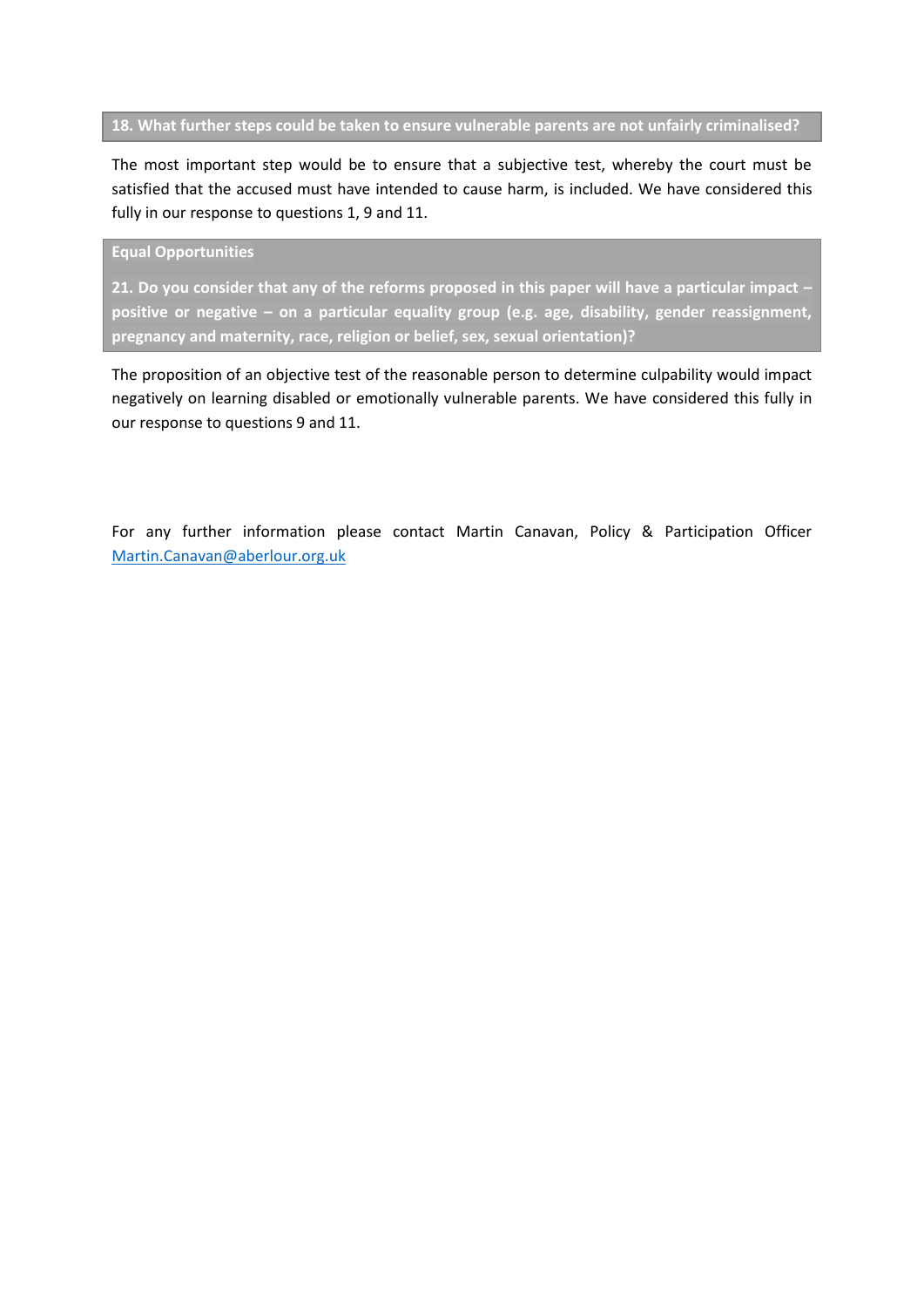**18. What further steps could be taken to ensure vulnerable parents are not unfairly criminalised?**

The most important step would be to ensure that a subjective test, whereby the court must be satisfied that the accused must have intended to cause harm, is included. We have considered this fully in our response to questions 1, 9 and 11.

**Equal Opportunities**

**21. Do you consider that any of the reforms proposed in this paper will have a particular impact – positive or negative – on a particular equality group (e.g. age, disability, gender reassignment, pregnancy and maternity, race, religion or belief, sex, sexual orientation)?**

The proposition of an objective test of the reasonable person to determine culpability would impact negatively on learning disabled or emotionally vulnerable parents. We have considered this fully in our response to questions 9 and 11.

For any further information please contact Martin Canavan, Policy & Participation Officer [Martin.Canavan@aberlour.org.uk](mailto:Martin.Canavan@aberlour.org.uk)